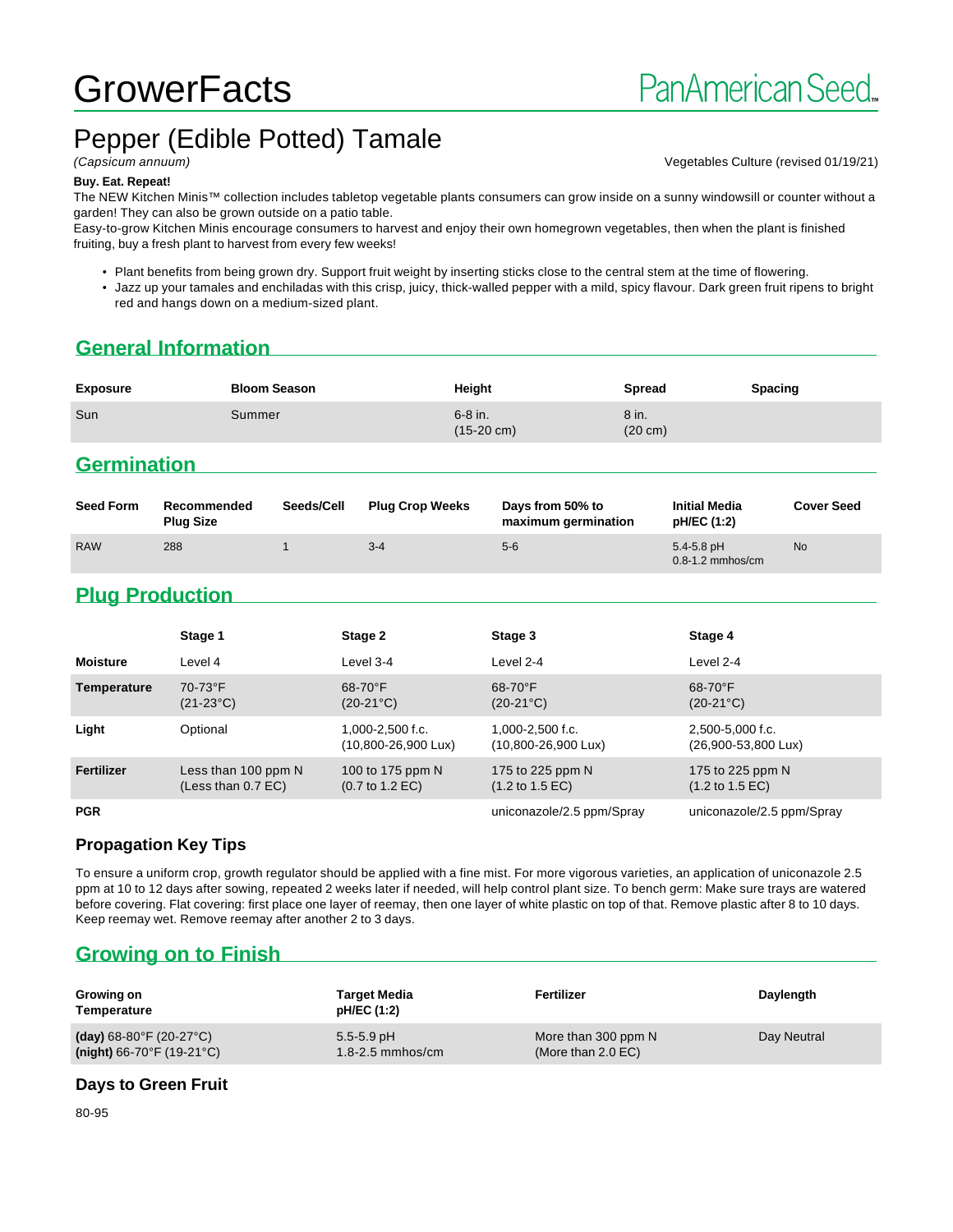# GrowerFacts

PanAmerican Seed

# Pepper (Edible Potted) Tamale

*(Capsicum annuum)*

Vegetables Culture (revised 01/19/21)

**Buy. Eat. Repeat!**

The NEW Kitchen Minis™ collection includes tabletop vegetable plants consumers can grow inside on a sunny windowsill or counter without a garden! They can also be grown outside on a patio table.

Easy-to-grow Kitchen Minis encourage consumers to harvest and enjoy their own homegrown vegetables, then when the plant is finished fruiting, buy a fresh plant to harvest from every few weeks!

- Plant benefits from being grown dry. Support fruit weight by inserting sticks close to the central stem at the time of flowering.
- Jazz up your tamales and enchiladas with this crisp, juicy, thick-walled pepper with a mild, spicy flavour. Dark green fruit ripens to bright red and hangs down on a medium-sized plant.

## General Information

| Exposure | Bloom Season | Height | Spread | Spacing |
|---|---|---|---|---|
| Sun | Summer | 6-8 in. (15-20 cm) | 8 in. (20 cm) | |

## Germination

| Seed Form | Recommended Plug Size | Seeds/Cell | Plug Crop Weeks | Days from 50% to maximum germination | Initial Media pH/EC (1:2) | Cover Seed |
|---|---|---|---|---|---|---|
| RAW | 288 | 1 | 3-4 | 5-6 | 5.4-5.8 pH 0.8-1.2 mmhos/cm | No |

## Plug Production

| | Stage 1 | Stage 2 | Stage 3 | Stage 4 |
|---|---|---|---|---|
| **Moisture** | Level 4 | Level 3-4 | Level 2-4 | Level 2-4 |
| **Temperature** | 70-73°F (21-23°C) | 68-70°F (20-21°C) | 68-70°F (20-21°C) | 68-70°F (20-21°C) |
| **Light** | Optional | 1,000-2,500 f.c. (10,800-26,900 Lux) | 1,000-2,500 f.c. (10,800-26,900 Lux) | 2,500-5,000 f.c. (26,900-53,800 Lux) |
| **Fertilizer** | Less than 100 ppm N (Less than 0.7 EC) | 100 to 175 ppm N (0.7 to 1.2 EC) | 175 to 225 ppm N (1.2 to 1.5 EC) | 175 to 225 ppm N (1.2 to 1.5 EC) |
| **PGR** | | | uniconazole/2.5 ppm/Spray | uniconazole/2.5 ppm/Spray |

### Propagation Key Tips

To ensure a uniform crop, growth regulator should be applied with a fine mist. For more vigorous varieties, an application of uniconazole 2.5 ppm at 10 to 12 days after sowing, repeated 2 weeks later if needed, will help control plant size. To bench germ: Make sure trays are watered before covering. Flat covering: first place one layer of reemay, then one layer of white plastic on top of that. Remove plastic after 8 to 10 days. Keep reemay wet. Remove reemay after another 2 to 3 days.

## Growing on to Finish

| Growing on Temperature | Target Media pH/EC (1:2) | Fertilizer | Daylength |
|---|---|---|---|
| **(day)** 68-80°F (20-27°C) **(night)** 66-70°F (19-21°C) | 5.5-5.9 pH 1.8-2.5 mmhos/cm | More than 300 ppm N (More than 2.0 EC) | Day Neutral |

### Days to Green Fruit

80-95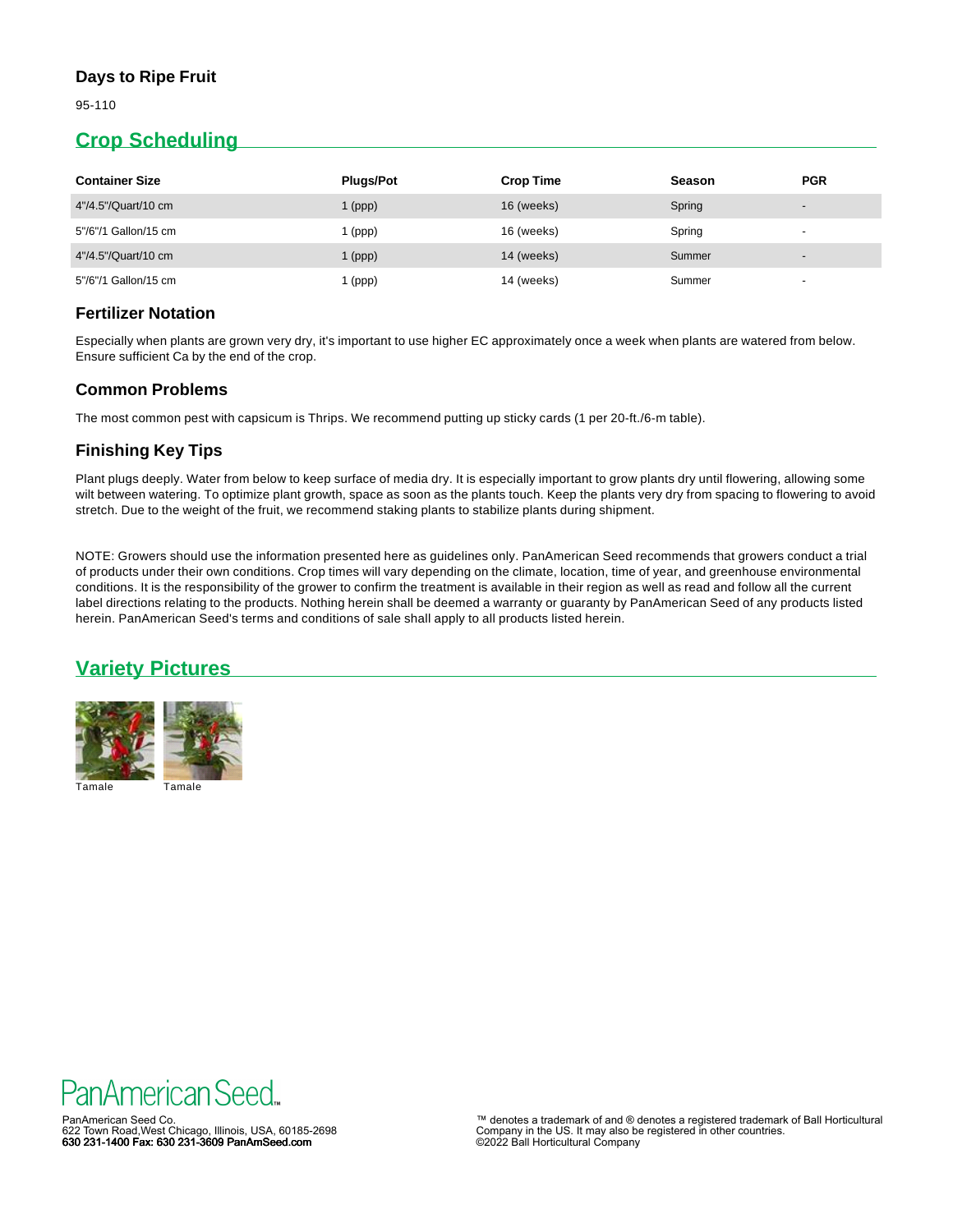### Days to Ripe Fruit

95-110

## Crop Scheduling

| Container Size | Plugs/Pot | Crop Time | Season | PGR |
|---|---|---|---|---|
| 4"/4.5"/Quart/10 cm | 1 (ppp) | 16 (weeks) | Spring | - |
| 5"/6"/1 Gallon/15 cm | 1 (ppp) | 16 (weeks) | Spring | - |
| 4"/4.5"/Quart/10 cm | 1 (ppp) | 14 (weeks) | Summer | - |
| 5"/6"/1 Gallon/15 cm | 1 (ppp) | 14 (weeks) | Summer | - |

### Fertilizer Notation

Especially when plants are grown very dry, it's important to use higher EC approximately once a week when plants are watered from below. Ensure sufficient Ca by the end of the crop.

### Common Problems

The most common pest with capsicum is Thrips. We recommend putting up sticky cards (1 per 20-ft./6-m table).

### Finishing Key Tips

Plant plugs deeply. Water from below to keep surface of media dry. It is especially important to grow plants dry until flowering, allowing some wilt between watering. To optimize plant growth, space as soon as the plants touch. Keep the plants very dry from spacing to flowering to avoid stretch. Due to the weight of the fruit, we recommend staking plants to stabilize plants during shipment.

NOTE: Growers should use the information presented here as guidelines only. PanAmerican Seed recommends that growers conduct a trial of products under their own conditions. Crop times will vary depending on the climate, location, time of year, and greenhouse environmental conditions. It is the responsibility of the grower to confirm the treatment is available in their region as well as read and follow all the current label directions relating to the products. Nothing herein shall be deemed a warranty or guaranty by PanAmerican Seed of any products listed herein. PanAmerican Seed's terms and conditions of sale shall apply to all products listed herein.

## Variety Pictures

Tamale

Tamale

PanAmerican Seed Co.
622 Town Road,West Chicago, Illinois, USA, 60185-2698
630 231-1400 Fax: 630 231-3609 PanAmSeed.com

™ denotes a trademark of and ® denotes a registered trademark of Ball Horticultural Company in the US. It may also be registered in other countries.
©2022 Ball Horticultural Company